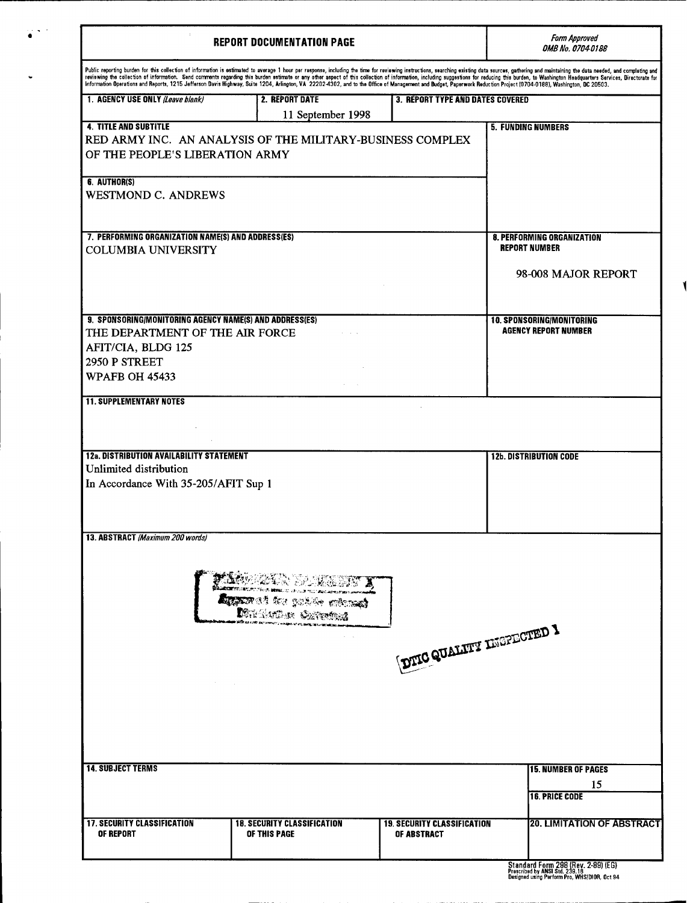# REPORT DOCUMENTATION PAGE

*Form Approved*
*OMB No. 0704-0188*

Public reporting burden for this collection of information is estimated to average 1 hour per response, including the time for reviewing instructions, searching existing data sources, gathering and maintaining the data needed, and completing and reviewing the collection of information. Send comments regarding this burden estimate or any other aspect of this collection of information, including suggestions for reducing this burden, to Washington Headquarters Services, Directorate for Information Operations and Reports, 1215 Jefferson Davis Highway, Suite 1204, Arlington, VA 22202-4302, and to the Office of Management and Budget, Paperwork Reduction Project (0704-0188), Washington, DC 20503.

| 1. AGENCY USE ONLY *(Leave blank)* | 2. REPORT DATE | 3. REPORT TYPE AND DATES COVERED |
|---|---|---|
| | 11 September 1998 | |

**4. TITLE AND SUBTITLE**
RED ARMY INC. AN ANALYSIS OF THE MILITARY-BUSINESS COMPLEX OF THE PEOPLE'S LIBERATION ARMY

**5. FUNDING NUMBERS**

**6. AUTHOR(S)**
WESTMOND C. ANDREWS

**7. PERFORMING ORGANIZATION NAME(S) AND ADDRESS(ES)**
COLUMBIA UNIVERSITY

**8. PERFORMING ORGANIZATION REPORT NUMBER**
98-008 MAJOR REPORT

**9. SPONSORING/MONITORING AGENCY NAME(S) AND ADDRESS(ES)**
THE DEPARTMENT OF THE AIR FORCE
AFIT/CIA, BLDG 125
2950 P STREET
WPAFB OH 45433

**10. SPONSORING/MONITORING AGENCY REPORT NUMBER**

**11. SUPPLEMENTARY NOTES**

**12a. DISTRIBUTION AVAILABILITY STATEMENT**
Unlimited distribution
In Accordance With 35-205/AFIT Sup 1

**12b. DISTRIBUTION CODE**

**13. ABSTRACT** *(Maximum 200 words)*

DISTRIBUTION STATEMENT A
Approved for public release;
Distribution Unlimited

DTIC QUALITY INSPECTED 1

**14. SUBJECT TERMS**

**15. NUMBER OF PAGES**
15

**16. PRICE CODE**

| 17. SECURITY CLASSIFICATION OF REPORT | 18. SECURITY CLASSIFICATION OF THIS PAGE | 19. SECURITY CLASSIFICATION OF ABSTRACT | 20. LIMITATION OF ABSTRACT |
|---|---|---|---|
| | | | |

Standard Form 298 (Rev. 2-89) (EG)
Prescribed by ANSI Std. 239.18
Designed using Perform Pro, WHS/DIOR, Oct 94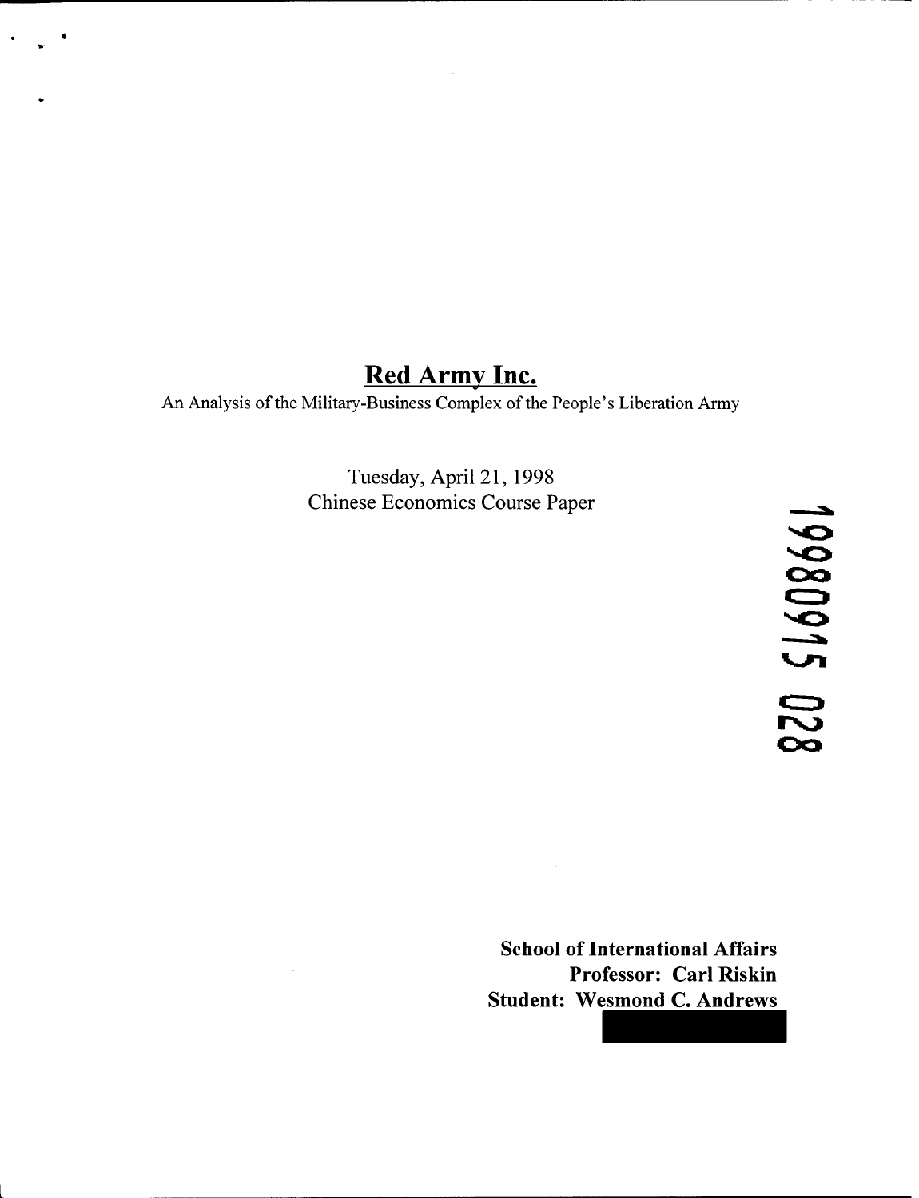# Red Army Inc.

An Analysis of the Military-Business Complex of the People's Liberation Army

Tuesday, April 21, 1998
Chinese Economics Course Paper

19980915 028

**School of International Affairs**
**Professor: Carl Riskin**
**Student: Wesmond C. Andrews**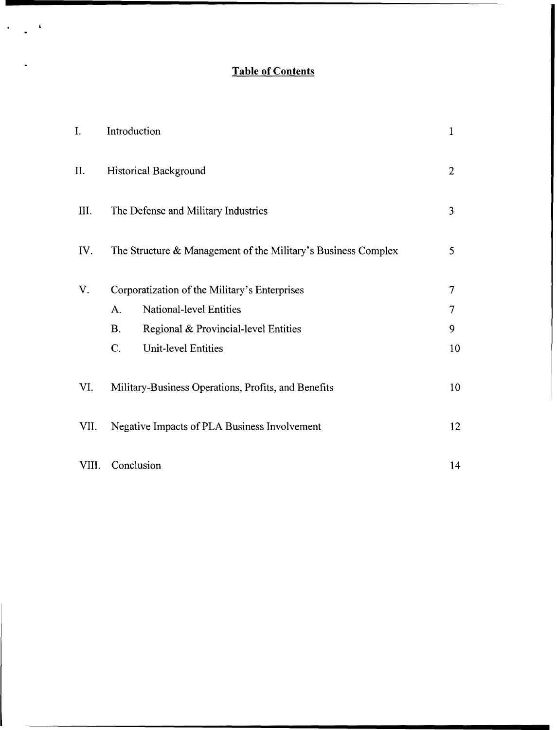## Table of Contents

| | | |
|---|---|---|
| I. | Introduction | 1 |
| II. | Historical Background | 2 |
| III. | The Defense and Military Industries | 3 |
| IV. | The Structure & Management of the Military's Business Complex | 5 |
| V. | Corporatization of the Military's Enterprises | 7 |
| | A. National-level Entities | 7 |
| | B. Regional & Provincial-level Entities | 9 |
| | C. Unit-level Entities | 10 |
| VI. | Military-Business Operations, Profits, and Benefits | 10 |
| VII. | Negative Impacts of PLA Business Involvement | 12 |
| VIII. | Conclusion | 14 |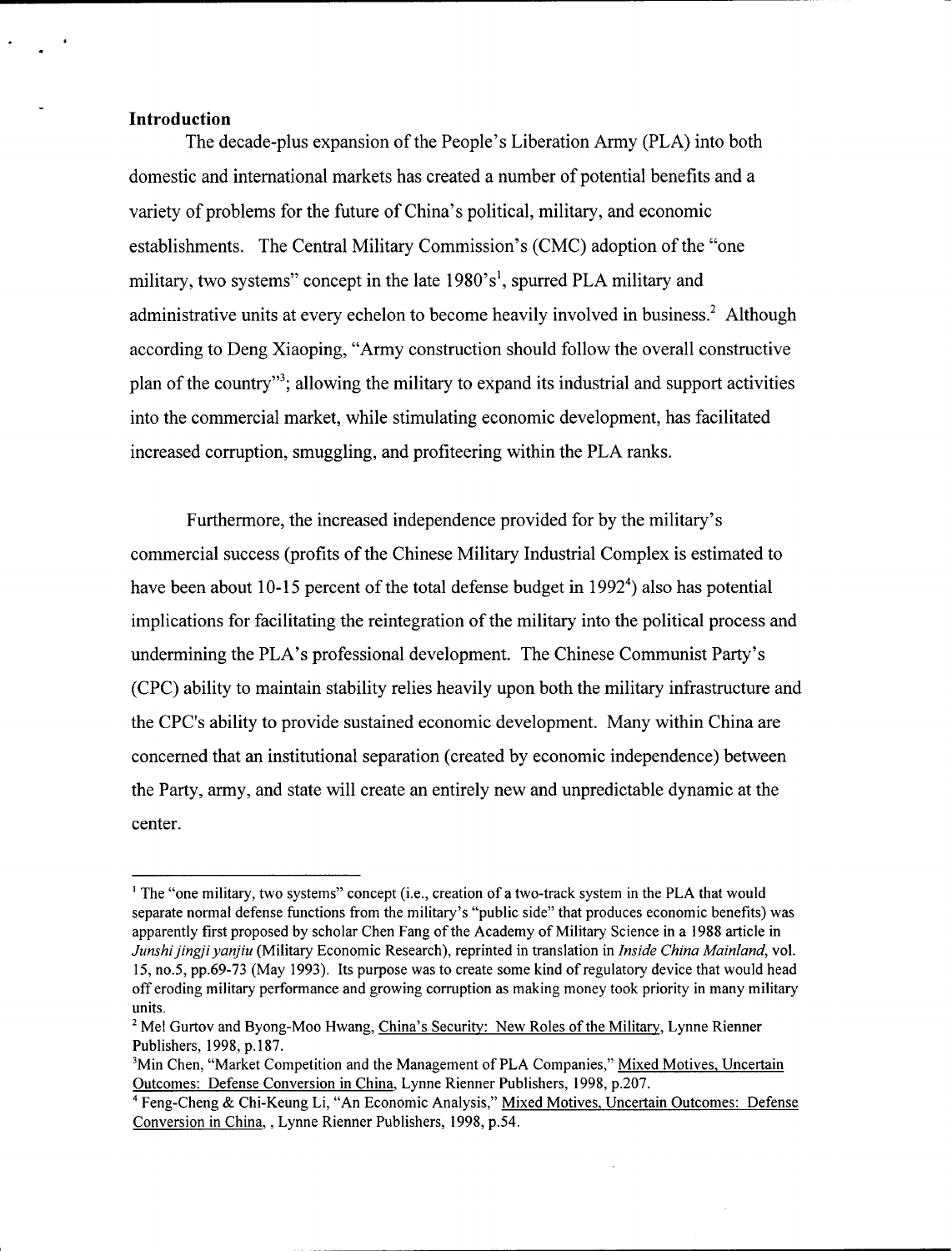## Introduction

The decade-plus expansion of the People's Liberation Army (PLA) into both domestic and international markets has created a number of potential benefits and a variety of problems for the future of China's political, military, and economic establishments. The Central Military Commission's (CMC) adoption of the "one military, two systems" concept in the late 1980's[1], spurred PLA military and administrative units at every echelon to become heavily involved in business.[2] Although according to Deng Xiaoping, "Army construction should follow the overall constructive plan of the country"[3]; allowing the military to expand its industrial and support activities into the commercial market, while stimulating economic development, has facilitated increased corruption, smuggling, and profiteering within the PLA ranks.

Furthermore, the increased independence provided for by the military's commercial success (profits of the Chinese Military Industrial Complex is estimated to have been about 10-15 percent of the total defense budget in 1992[4]) also has potential implications for facilitating the reintegration of the military into the political process and undermining the PLA's professional development. The Chinese Communist Party's (CPC) ability to maintain stability relies heavily upon both the military infrastructure and the CPC's ability to provide sustained economic development. Many within China are concerned that an institutional separation (created by economic independence) between the Party, army, and state will create an entirely new and unpredictable dynamic at the center.

---

[1] The "one military, two systems" concept (i.e., creation of a two-track system in the PLA that would separate normal defense functions from the military's "public side" that produces economic benefits) was apparently first proposed by scholar Chen Fang of the Academy of Military Science in a 1988 article in *Junshi jingji yanjiu* (Military Economic Research), reprinted in translation in *Inside China Mainland*, vol. 15, no.5, pp.69-73 (May 1993). Its purpose was to create some kind of regulatory device that would head off eroding military performance and growing corruption as making money took priority in many military units.

[2] Mel Gurtov and Byong-Moo Hwang, China's Security: New Roles of the Military, Lynne Rienner Publishers, 1998, p.187.

[3] Min Chen, "Market Competition and the Management of PLA Companies," Mixed Motives, Uncertain Outcomes: Defense Conversion in China, Lynne Rienner Publishers, 1998, p.207.

[4] Feng-Cheng & Chi-Keung Li, "An Economic Analysis," Mixed Motives, Uncertain Outcomes: Defense Conversion in China, , Lynne Rienner Publishers, 1998, p.54.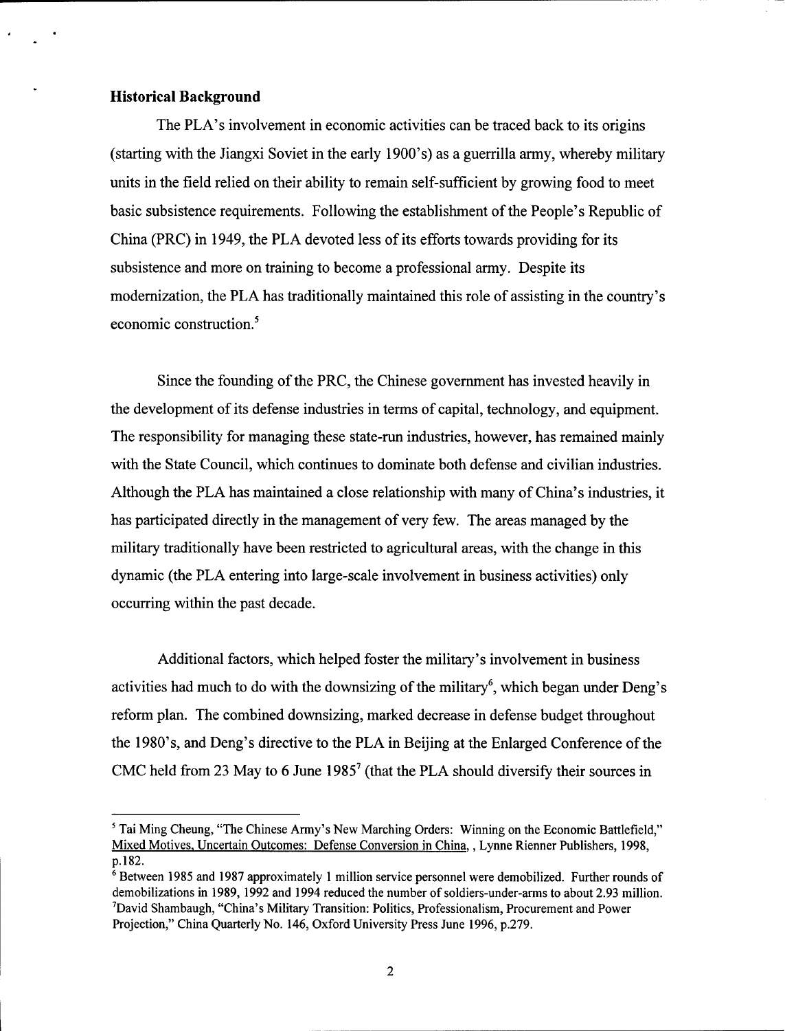### Historical Background

The PLA's involvement in economic activities can be traced back to its origins (starting with the Jiangxi Soviet in the early 1900's) as a guerrilla army, whereby military units in the field relied on their ability to remain self-sufficient by growing food to meet basic subsistence requirements. Following the establishment of the People's Republic of China (PRC) in 1949, the PLA devoted less of its efforts towards providing for its subsistence and more on training to become a professional army. Despite its modernization, the PLA has traditionally maintained this role of assisting in the country's economic construction.[5]

Since the founding of the PRC, the Chinese government has invested heavily in the development of its defense industries in terms of capital, technology, and equipment. The responsibility for managing these state-run industries, however, has remained mainly with the State Council, which continues to dominate both defense and civilian industries. Although the PLA has maintained a close relationship with many of China's industries, it has participated directly in the management of very few. The areas managed by the military traditionally have been restricted to agricultural areas, with the change in this dynamic (the PLA entering into large-scale involvement in business activities) only occurring within the past decade.

Additional factors, which helped foster the military's involvement in business activities had much to do with the downsizing of the military[6], which began under Deng's reform plan. The combined downsizing, marked decrease in defense budget throughout the 1980's, and Deng's directive to the PLA in Beijing at the Enlarged Conference of the CMC held from 23 May to 6 June 1985[7] (that the PLA should diversify their sources in

---

[5] Tai Ming Cheung, "The Chinese Army's New Marching Orders: Winning on the Economic Battlefield," Mixed Motives, Uncertain Outcomes: Defense Conversion in China, , Lynne Rienner Publishers, 1998, p.182.

[6] Between 1985 and 1987 approximately 1 million service personnel were demobilized. Further rounds of demobilizations in 1989, 1992 and 1994 reduced the number of soldiers-under-arms to about 2.93 million.

[7] David Shambaugh, "China's Military Transition: Politics, Professionalism, Procurement and Power Projection," China Quarterly No. 146, Oxford University Press June 1996, p.279.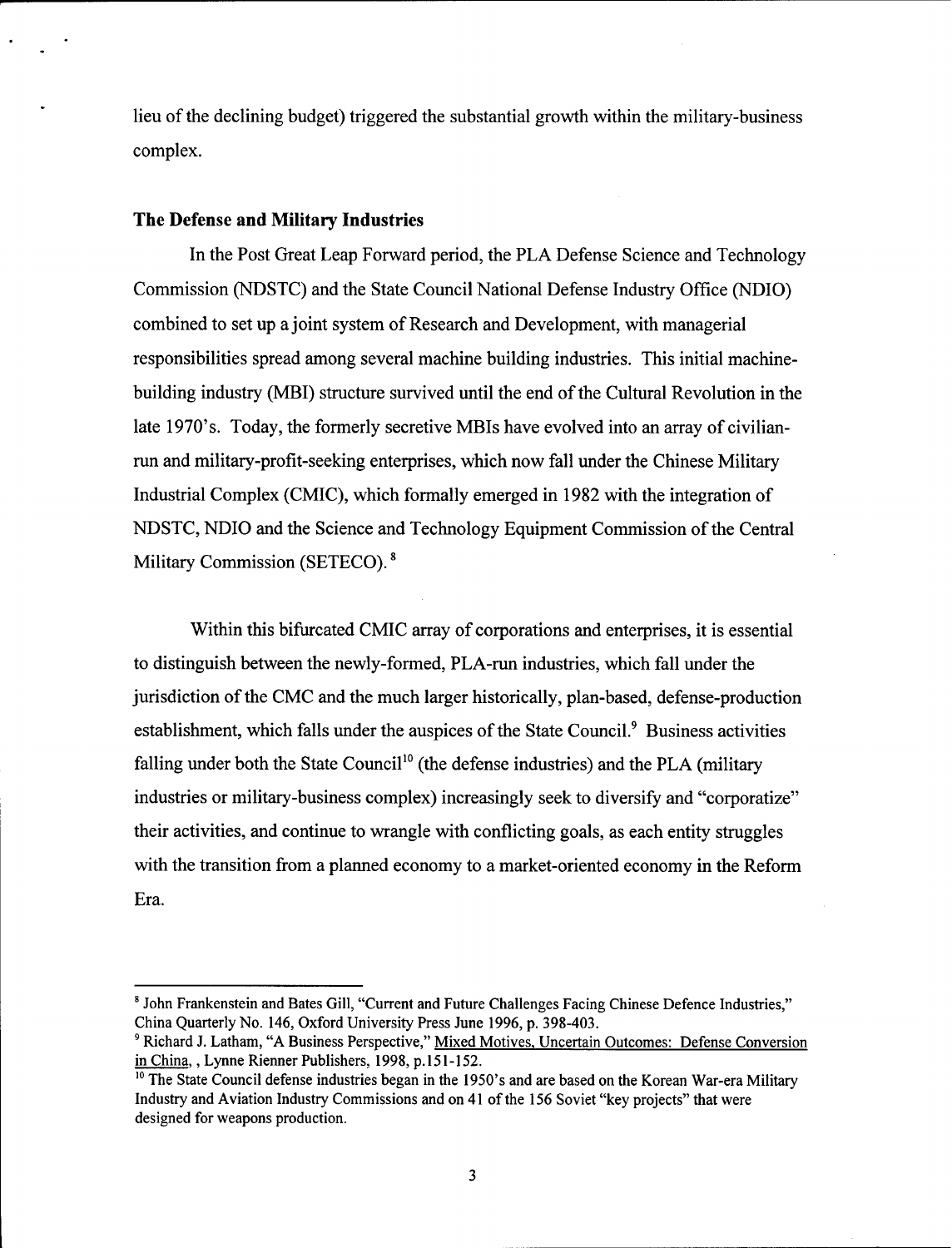lieu of the declining budget) triggered the substantial growth within the military-business complex.

### The Defense and Military Industries

In the Post Great Leap Forward period, the PLA Defense Science and Technology Commission (NDSTC) and the State Council National Defense Industry Office (NDIO) combined to set up a joint system of Research and Development, with managerial responsibilities spread among several machine building industries. This initial machine-building industry (MBI) structure survived until the end of the Cultural Revolution in the late 1970's. Today, the formerly secretive MBIs have evolved into an array of civilian-run and military-profit-seeking enterprises, which now fall under the Chinese Military Industrial Complex (CMIC), which formally emerged in 1982 with the integration of NDSTC, NDIO and the Science and Technology Equipment Commission of the Central Military Commission (SETECO).[8]

Within this bifurcated CMIC array of corporations and enterprises, it is essential to distinguish between the newly-formed, PLA-run industries, which fall under the jurisdiction of the CMC and the much larger historically, plan-based, defense-production establishment, which falls under the auspices of the State Council.[9] Business activities falling under both the State Council[10] (the defense industries) and the PLA (military industries or military-business complex) increasingly seek to diversify and "corporatize" their activities, and continue to wrangle with conflicting goals, as each entity struggles with the transition from a planned economy to a market-oriented economy in the Reform Era.

---

[8] John Frankenstein and Bates Gill, "Current and Future Challenges Facing Chinese Defence Industries," China Quarterly No. 146, Oxford University Press June 1996, p. 398-403.

[9] Richard J. Latham, "A Business Perspective," Mixed Motives, Uncertain Outcomes: Defense Conversion in China, , Lynne Rienner Publishers, 1998, p.151-152.

[10] The State Council defense industries began in the 1950's and are based on the Korean War-era Military Industry and Aviation Industry Commissions and on 41 of the 156 Soviet "key projects" that were designed for weapons production.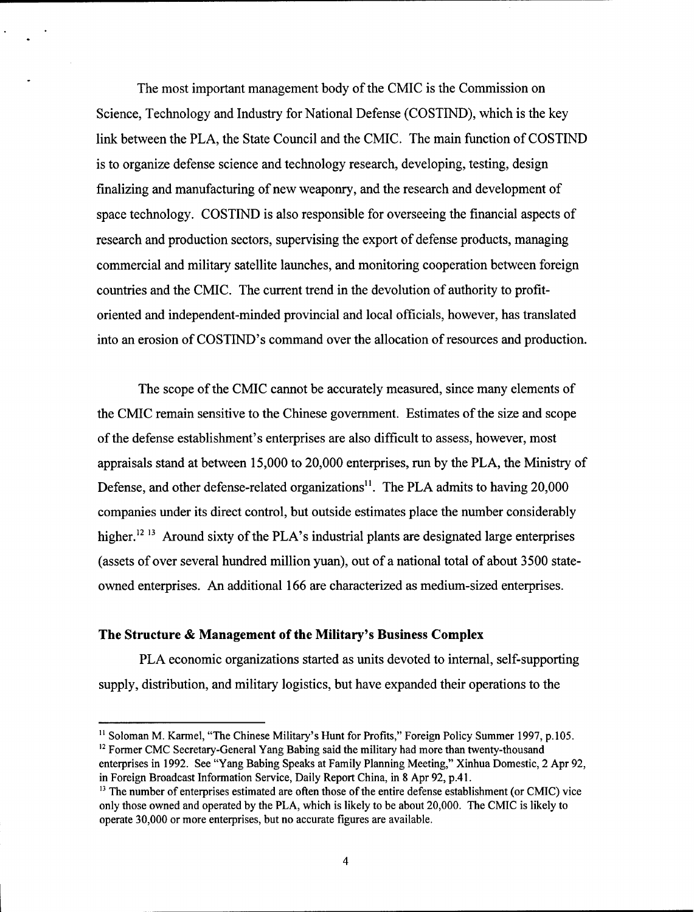The most important management body of the CMIC is the Commission on Science, Technology and Industry for National Defense (COSTIND), which is the key link between the PLA, the State Council and the CMIC. The main function of COSTIND is to organize defense science and technology research, developing, testing, design finalizing and manufacturing of new weaponry, and the research and development of space technology. COSTIND is also responsible for overseeing the financial aspects of research and production sectors, supervising the export of defense products, managing commercial and military satellite launches, and monitoring cooperation between foreign countries and the CMIC. The current trend in the devolution of authority to profit-oriented and independent-minded provincial and local officials, however, has translated into an erosion of COSTIND's command over the allocation of resources and production.

The scope of the CMIC cannot be accurately measured, since many elements of the CMIC remain sensitive to the Chinese government. Estimates of the size and scope of the defense establishment's enterprises are also difficult to assess, however, most appraisals stand at between 15,000 to 20,000 enterprises, run by the PLA, the Ministry of Defense, and other defense-related organizations[11]. The PLA admits to having 20,000 companies under its direct control, but outside estimates place the number considerably higher.[12] [13] Around sixty of the PLA's industrial plants are designated large enterprises (assets of over several hundred million yuan), out of a national total of about 3500 state-owned enterprises. An additional 166 are characterized as medium-sized enterprises.

### The Structure & Management of the Military's Business Complex

PLA economic organizations started as units devoted to internal, self-supporting supply, distribution, and military logistics, but have expanded their operations to the

---

[11] Soloman M. Karmel, "The Chinese Military's Hunt for Profits," Foreign Policy Summer 1997, p.105.

[12] Former CMC Secretary-General Yang Babing said the military had more than twenty-thousand enterprises in 1992. See "Yang Babing Speaks at Family Planning Meeting," Xinhua Domestic, 2 Apr 92, in Foreign Broadcast Information Service, Daily Report China, in 8 Apr 92, p.41.

[13] The number of enterprises estimated are often those of the entire defense establishment (or CMIC) vice only those owned and operated by the PLA, which is likely to be about 20,000. The CMIC is likely to operate 30,000 or more enterprises, but no accurate figures are available.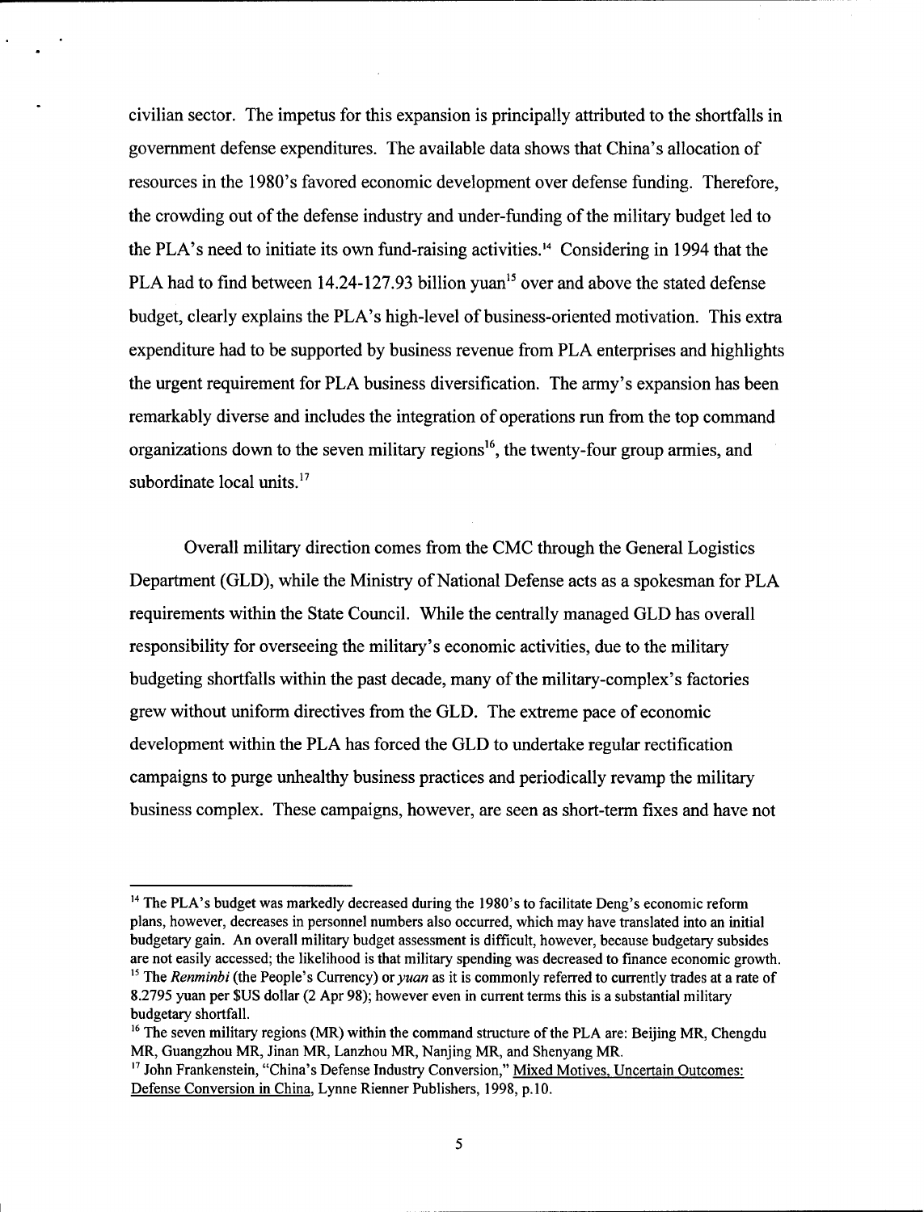civilian sector. The impetus for this expansion is principally attributed to the shortfalls in government defense expenditures. The available data shows that China's allocation of resources in the 1980's favored economic development over defense funding. Therefore, the crowding out of the defense industry and under-funding of the military budget led to the PLA's need to initiate its own fund-raising activities.[14] Considering in 1994 that the PLA had to find between 14.24-127.93 billion yuan[15] over and above the stated defense budget, clearly explains the PLA's high-level of business-oriented motivation. This extra expenditure had to be supported by business revenue from PLA enterprises and highlights the urgent requirement for PLA business diversification. The army's expansion has been remarkably diverse and includes the integration of operations run from the top command organizations down to the seven military regions[16], the twenty-four group armies, and subordinate local units.[17]

Overall military direction comes from the CMC through the General Logistics Department (GLD), while the Ministry of National Defense acts as a spokesman for PLA requirements within the State Council. While the centrally managed GLD has overall responsibility for overseeing the military's economic activities, due to the military budgeting shortfalls within the past decade, many of the military-complex's factories grew without uniform directives from the GLD. The extreme pace of economic development within the PLA has forced the GLD to undertake regular rectification campaigns to purge unhealthy business practices and periodically revamp the military business complex. These campaigns, however, are seen as short-term fixes and have not

---

[14] The PLA's budget was markedly decreased during the 1980's to facilitate Deng's economic reform plans, however, decreases in personnel numbers also occurred, which may have translated into an initial budgetary gain. An overall military budget assessment is difficult, however, because budgetary subsides are not easily accessed; the likelihood is that military spending was decreased to finance economic growth.

[15] The *Renminbi* (the People's Currency) or *yuan* as it is commonly referred to currently trades at a rate of 8.2795 yuan per $US dollar (2 Apr 98); however even in current terms this is a substantial military budgetary shortfall.

[16] The seven military regions (MR) within the command structure of the PLA are: Beijing MR, Chengdu MR, Guangzhou MR, Jinan MR, Lanzhou MR, Nanjing MR, and Shenyang MR.

[17] John Frankenstein, "China's Defense Industry Conversion," Mixed Motives, Uncertain Outcomes: Defense Conversion in China, Lynne Rienner Publishers, 1998, p.10.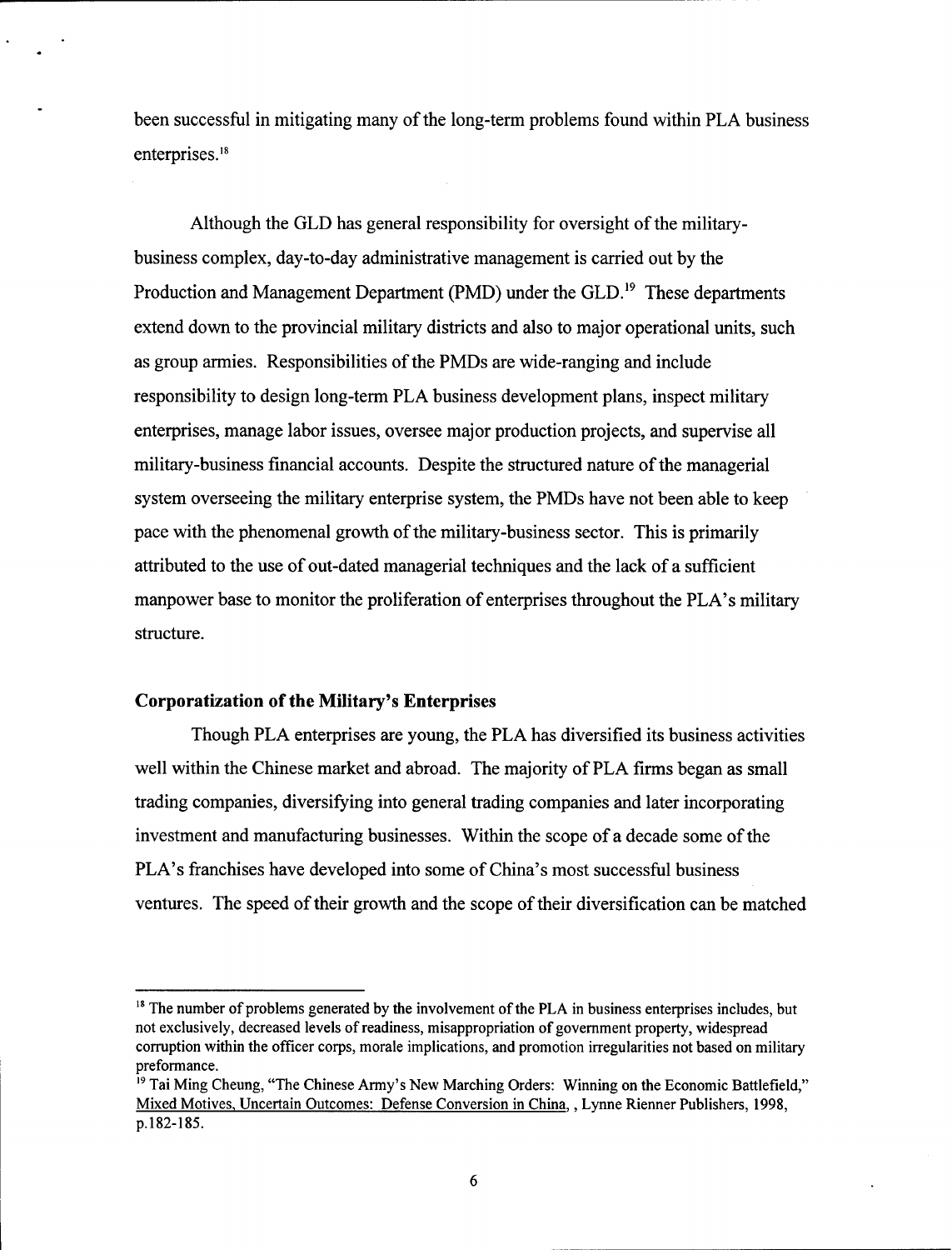been successful in mitigating many of the long-term problems found within PLA business enterprises.[18]

Although the GLD has general responsibility for oversight of the military-business complex, day-to-day administrative management is carried out by the Production and Management Department (PMD) under the GLD.[19] These departments extend down to the provincial military districts and also to major operational units, such as group armies. Responsibilities of the PMDs are wide-ranging and include responsibility to design long-term PLA business development plans, inspect military enterprises, manage labor issues, oversee major production projects, and supervise all military-business financial accounts. Despite the structured nature of the managerial system overseeing the military enterprise system, the PMDs have not been able to keep pace with the phenomenal growth of the military-business sector. This is primarily attributed to the use of out-dated managerial techniques and the lack of a sufficient manpower base to monitor the proliferation of enterprises throughout the PLA's military structure.

**Corporatization of the Military's Enterprises**

Though PLA enterprises are young, the PLA has diversified its business activities well within the Chinese market and abroad. The majority of PLA firms began as small trading companies, diversifying into general trading companies and later incorporating investment and manufacturing businesses. Within the scope of a decade some of the PLA's franchises have developed into some of China's most successful business ventures. The speed of their growth and the scope of their diversification can be matched

---

[18] The number of problems generated by the involvement of the PLA in business enterprises includes, but not exclusively, decreased levels of readiness, misappropriation of government property, widespread corruption within the officer corps, morale implications, and promotion irregularities not based on military preformance.

[19] Tai Ming Cheung, "The Chinese Army's New Marching Orders: Winning on the Economic Battlefield," Mixed Motives, Uncertain Outcomes: Defense Conversion in China, , Lynne Rienner Publishers, 1998, p.182-185.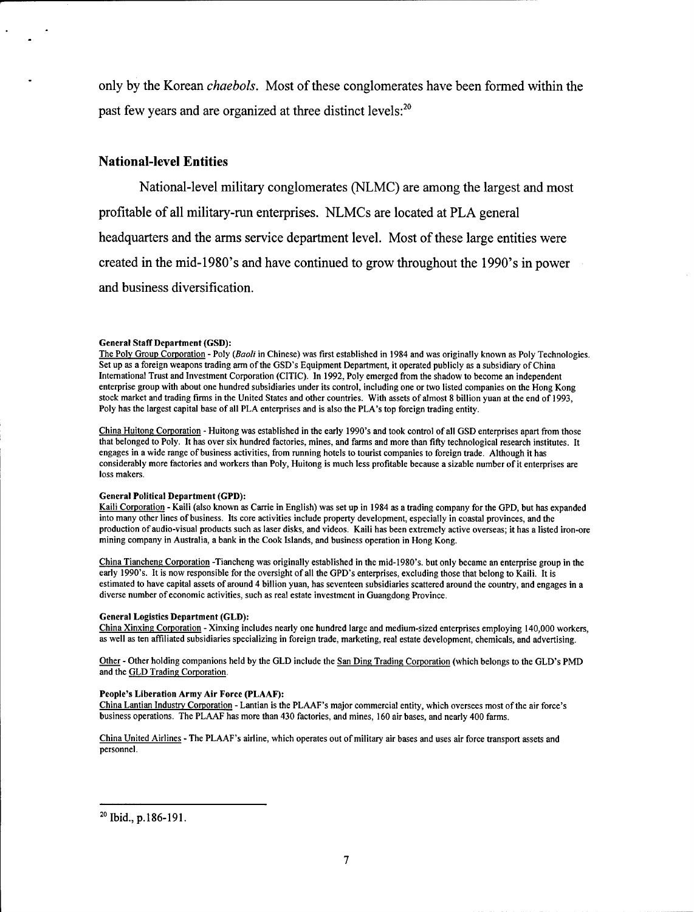only by the Korean *chaebols*. Most of these conglomerates have been formed within the past few years and are organized at three distinct levels:[20]

### National-level Entities

National-level military conglomerates (NLMC) are among the largest and most profitable of all military-run enterprises. NLMCs are located at PLA general headquarters and the arms service department level. Most of these large entities were created in the mid-1980's and have continued to grow throughout the 1990's in power and business diversification.

**General Staff Department (GSD):**

The Poly Group Corporation - Poly (*Baoli* in Chinese) was first established in 1984 and was originally known as Poly Technologies. Set up as a foreign weapons trading arm of the GSD's Equipment Department, it operated publicly as a subsidiary of China International Trust and Investment Corporation (CITIC). In 1992, Poly emerged from the shadow to become an independent enterprise group with about one hundred subsidiaries under its control, including one or two listed companies on the Hong Kong stock market and trading firms in the United States and other countries. With assets of almost 8 billion yuan at the end of 1993, Poly has the largest capital base of all PLA enterprises and is also the PLA's top foreign trading entity.

China Huitong Corporation - Huitong was established in the early 1990's and took control of all GSD enterprises apart from those that belonged to Poly. It has over six hundred factories, mines, and farms and more than fifty technological research institutes. It engages in a wide range of business activities, from running hotels to tourist companies to foreign trade. Although it has considerably more factories and workers than Poly, Huitong is much less profitable because a sizable number of it enterprises are loss makers.

**General Political Department (GPD):**

Kaili Corporation - Kaili (also known as Carrie in English) was set up in 1984 as a trading company for the GPD, but has expanded into many other lines of business. Its core activities include property development, especially in coastal provinces, and the production of audio-visual products such as laser disks, and videos. Kaili has been extremely active overseas; it has a listed iron-ore mining company in Australia, a bank in the Cook Islands, and business operation in Hong Kong.

China Tiancheng Corporation -Tiancheng was originally established in the mid-1980's. but only became an enterprise group in the early 1990's. It is now responsible for the oversight of all the GPD's enterprises, excluding those that belong to Kaili. It is estimated to have capital assets of around 4 billion yuan, has seventeen subsidiaries scattered around the country, and engages in a diverse number of economic activities, such as real estate investment in Guangdong Province.

**General Logistics Department (GLD):**

China Xinxing Corporation - Xinxing includes nearly one hundred large and medium-sized enterprises employing 140,000 workers, as well as ten affiliated subsidiaries specializing in foreign trade, marketing, real estate development, chemicals, and advertising.

Other - Other holding companions held by the GLD include the San Ding Trading Corporation (which belongs to the GLD's PMD and the GLD Trading Corporation.

**People's Liberation Army Air Force (PLAAF):**

China Lantian Industry Corporation - Lantian is the PLAAF's major commercial entity, which oversees most of the air force's business operations. The PLAAF has more than 430 factories, and mines, 160 air bases, and nearly 400 farms.

China United Airlines - The PLAAF's airline, which operates out of military air bases and uses air force transport assets and personnel.

---

[20] Ibid., p.186-191.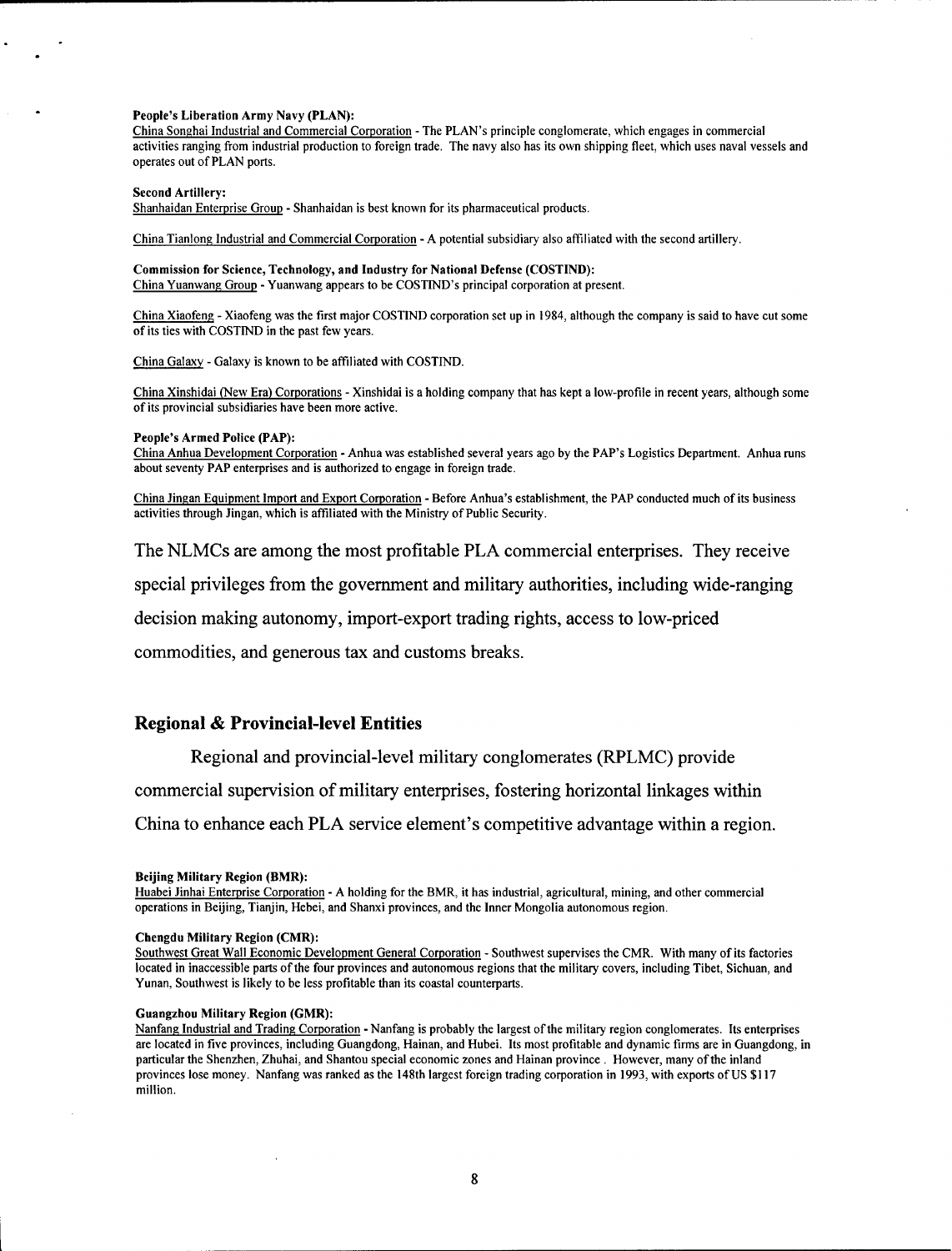**People's Liberation Army Navy (PLAN):**
China Songhai Industrial and Commercial Corporation - The PLAN's principle conglomerate, which engages in commercial activities ranging from industrial production to foreign trade. The navy also has its own shipping fleet, which uses naval vessels and operates out of PLAN ports.

**Second Artillery:**
Shanhaidan Enterprise Group - Shanhaidan is best known for its pharmaceutical products.

China Tianlong Industrial and Commercial Corporation - A potential subsidiary also affiliated with the second artillery.

**Commission for Science, Technology, and Industry for National Defense (COSTIND):**
China Yuanwang Group - Yuanwang appears to be COSTIND's principal corporation at present.

China Xiaofeng - Xiaofeng was the first major COSTIND corporation set up in 1984, although the company is said to have cut some of its ties with COSTIND in the past few years.

China Galaxy - Galaxy is known to be affiliated with COSTIND.

China Xinshidai (New Era) Corporations - Xinshidai is a holding company that has kept a low-profile in recent years, although some of its provincial subsidiaries have been more active.

**People's Armed Police (PAP):**
China Anhua Development Corporation - Anhua was established several years ago by the PAP's Logistics Department. Anhua runs about seventy PAP enterprises and is authorized to engage in foreign trade.

China Jingan Equipment Import and Export Corporation - Before Anhua's establishment, the PAP conducted much of its business activities through Jingan, which is affiliated with the Ministry of Public Security.

The NLMCs are among the most profitable PLA commercial enterprises. They receive special privileges from the government and military authorities, including wide-ranging decision making autonomy, import-export trading rights, access to low-priced commodities, and generous tax and customs breaks.

## Regional & Provincial-level Entities

Regional and provincial-level military conglomerates (RPLMC) provide commercial supervision of military enterprises, fostering horizontal linkages within China to enhance each PLA service element's competitive advantage within a region.

**Beijing Military Region (BMR):**
Huabei Jinhai Enterprise Corporation - A holding for the BMR, it has industrial, agricultural, mining, and other commercial operations in Beijing, Tianjin, Hebei, and Shanxi provinces, and the Inner Mongolia autonomous region.

**Chengdu Military Region (CMR):**
Southwest Great Wall Economic Development General Corporation - Southwest supervises the CMR. With many of its factories located in inaccessible parts of the four provinces and autonomous regions that the military covers, including Tibet, Sichuan, and Yunan, Southwest is likely to be less profitable than its coastal counterparts.

**Guangzhou Military Region (GMR):**
Nanfang Industrial and Trading Corporation - Nanfang is probably the largest of the military region conglomerates. Its enterprises are located in five provinces, including Guangdong, Hainan, and Hubei. Its most profitable and dynamic firms are in Guangdong, in particular the Shenzhen, Zhuhai, and Shantou special economic zones and Hainan province . However, many of the inland provinces lose money. Nanfang was ranked as the 148th largest foreign trading corporation in 1993, with exports of US $117 million.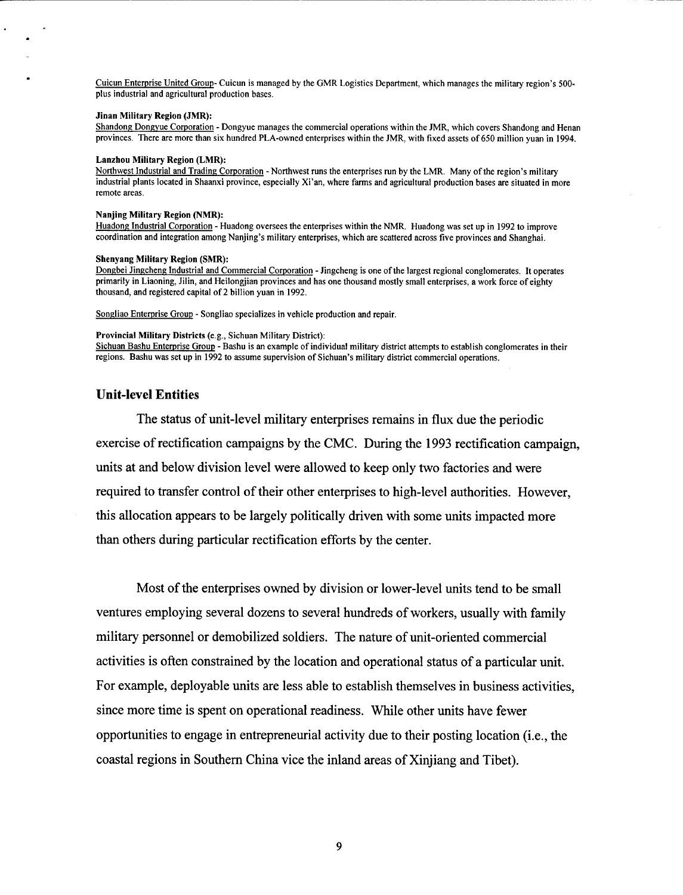Cuicun Enterprise United Group- Cuicun is managed by the GMR Logistics Department, which manages the military region's 500-plus industrial and agricultural production bases.

**Jinan Military Region (JMR):**
Shandong Dongyue Corporation - Dongyue manages the commercial operations within the JMR, which covers Shandong and Henan provinces. There are more than six hundred PLA-owned enterprises within the JMR, with fixed assets of 650 million yuan in 1994.

**Lanzhou Military Region (LMR):**
Northwest Industrial and Trading Corporation - Northwest runs the enterprises run by the LMR. Many of the region's military industrial plants located in Shaanxi province, especially Xi'an, where farms and agricultural production bases are situated in more remote areas.

**Nanjing Military Region (NMR):**
Huadong Industrial Corporation - Huadong oversees the enterprises within the NMR. Huadong was set up in 1992 to improve coordination and integration among Nanjing's military enterprises, which are scattered across five provinces and Shanghai.

**Shenyang Military Region (SMR):**
Dongbei Jingcheng Industrial and Commercial Corporation - Jingcheng is one of the largest regional conglomerates. It operates primarily in Liaoning, Jilin, and Heilongjian provinces and has one thousand mostly small enterprises, a work force of eighty thousand, and registered capital of 2 billion yuan in 1992.

Songliao Enterprise Group - Songliao specializes in vehicle production and repair.

**Provincial Military Districts** (e.g., Sichuan Military District):
Sichuan Bashu Enterprise Group - Bashu is an example of individual military district attempts to establish conglomerates in their regions. Bashu was set up in 1992 to assume supervision of Sichuan's military district commercial operations.

### Unit-level Entities

The status of unit-level military enterprises remains in flux due the periodic exercise of rectification campaigns by the CMC. During the 1993 rectification campaign, units at and below division level were allowed to keep only two factories and were required to transfer control of their other enterprises to high-level authorities. However, this allocation appears to be largely politically driven with some units impacted more than others during particular rectification efforts by the center.

Most of the enterprises owned by division or lower-level units tend to be small ventures employing several dozens to several hundreds of workers, usually with family military personnel or demobilized soldiers. The nature of unit-oriented commercial activities is often constrained by the location and operational status of a particular unit. For example, deployable units are less able to establish themselves in business activities, since more time is spent on operational readiness. While other units have fewer opportunities to engage in entrepreneurial activity due to their posting location (i.e., the coastal regions in Southern China vice the inland areas of Xinjiang and Tibet).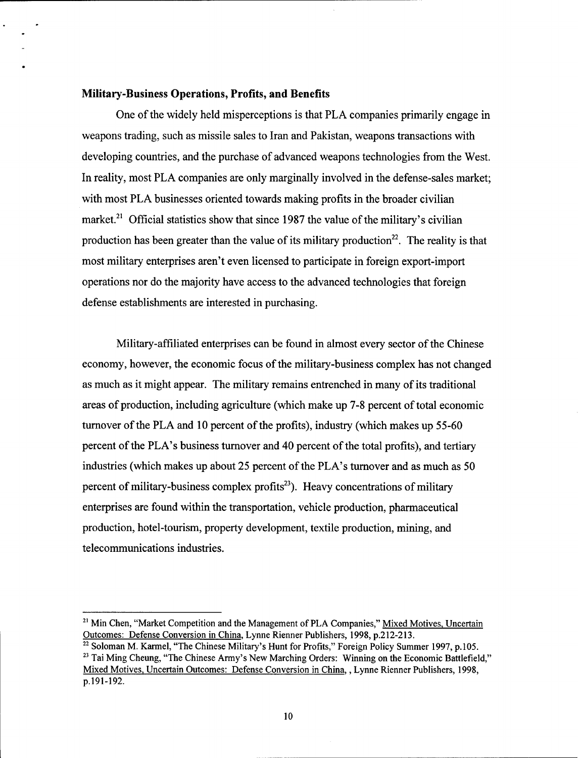### Military-Business Operations, Profits, and Benefits

One of the widely held misperceptions is that PLA companies primarily engage in weapons trading, such as missile sales to Iran and Pakistan, weapons transactions with developing countries, and the purchase of advanced weapons technologies from the West. In reality, most PLA companies are only marginally involved in the defense-sales market; with most PLA businesses oriented towards making profits in the broader civilian market.[21] Official statistics show that since 1987 the value of the military's civilian production has been greater than the value of its military production[22]. The reality is that most military enterprises aren't even licensed to participate in foreign export-import operations nor do the majority have access to the advanced technologies that foreign defense establishments are interested in purchasing.

Military-affiliated enterprises can be found in almost every sector of the Chinese economy, however, the economic focus of the military-business complex has not changed as much as it might appear. The military remains entrenched in many of its traditional areas of production, including agriculture (which make up 7-8 percent of total economic turnover of the PLA and 10 percent of the profits), industry (which makes up 55-60 percent of the PLA's business turnover and 40 percent of the total profits), and tertiary industries (which makes up about 25 percent of the PLA's turnover and as much as 50 percent of military-business complex profits[23]). Heavy concentrations of military enterprises are found within the transportation, vehicle production, pharmaceutical production, hotel-tourism, property development, textile production, mining, and telecommunications industries.

---

[21] Min Chen, "Market Competition and the Management of PLA Companies," Mixed Motives, Uncertain Outcomes: Defense Conversion in China, Lynne Rienner Publishers, 1998, p.212-213.

[22] Soloman M. Karmel, "The Chinese Military's Hunt for Profits," Foreign Policy Summer 1997, p.105.

[23] Tai Ming Cheung, "The Chinese Army's New Marching Orders: Winning on the Economic Battlefield," Mixed Motives, Uncertain Outcomes: Defense Conversion in China, , Lynne Rienner Publishers, 1998, p.191-192.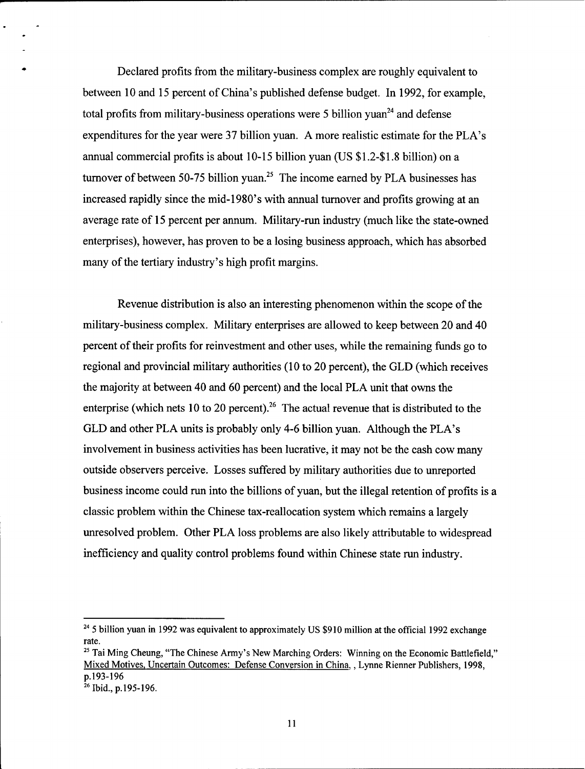Declared profits from the military-business complex are roughly equivalent to between 10 and 15 percent of China's published defense budget. In 1992, for example, total profits from military-business operations were 5 billion yuan[24] and defense expenditures for the year were 37 billion yuan. A more realistic estimate for the PLA's annual commercial profits is about 10-15 billion yuan (US $1.2-$1.8 billion) on a turnover of between 50-75 billion yuan.[25] The income earned by PLA businesses has increased rapidly since the mid-1980's with annual turnover and profits growing at an average rate of 15 percent per annum. Military-run industry (much like the state-owned enterprises), however, has proven to be a losing business approach, which has absorbed many of the tertiary industry's high profit margins.

Revenue distribution is also an interesting phenomenon within the scope of the military-business complex. Military enterprises are allowed to keep between 20 and 40 percent of their profits for reinvestment and other uses, while the remaining funds go to regional and provincial military authorities (10 to 20 percent), the GLD (which receives the majority at between 40 and 60 percent) and the local PLA unit that owns the enterprise (which nets 10 to 20 percent).[26] The actual revenue that is distributed to the GLD and other PLA units is probably only 4-6 billion yuan. Although the PLA's involvement in business activities has been lucrative, it may not be the cash cow many outside observers perceive. Losses suffered by military authorities due to unreported business income could run into the billions of yuan, but the illegal retention of profits is a classic problem within the Chinese tax-reallocation system which remains a largely unresolved problem. Other PLA loss problems are also likely attributable to widespread inefficiency and quality control problems found within Chinese state run industry.

---

[24] 5 billion yuan in 1992 was equivalent to approximately US $910 million at the official 1992 exchange rate.

[25] Tai Ming Cheung, "The Chinese Army's New Marching Orders: Winning on the Economic Battlefield," Mixed Motives, Uncertain Outcomes: Defense Conversion in China, , Lynne Rienner Publishers, 1998, p.193-196

[26] Ibid., p.195-196.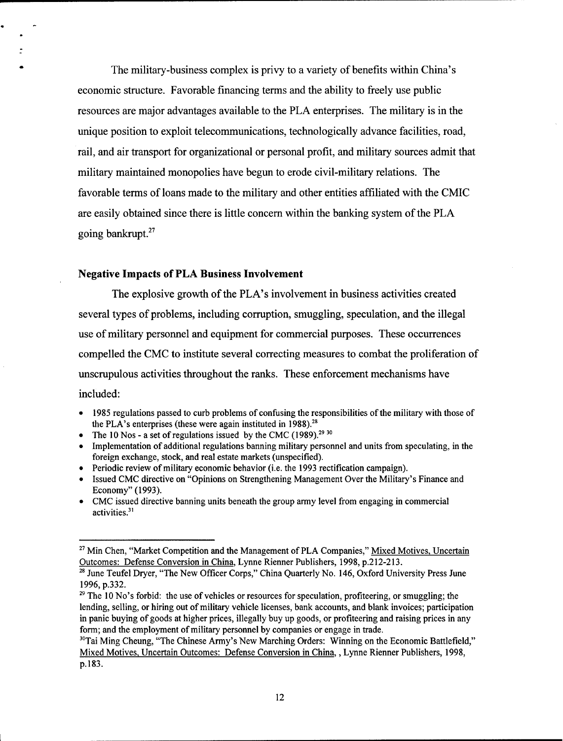The military-business complex is privy to a variety of benefits within China's economic structure. Favorable financing terms and the ability to freely use public resources are major advantages available to the PLA enterprises. The military is in the unique position to exploit telecommunications, technologically advance facilities, road, rail, and air transport for organizational or personal profit, and military sources admit that military maintained monopolies have begun to erode civil-military relations. The favorable terms of loans made to the military and other entities affiliated with the CMIC are easily obtained since there is little concern within the banking system of the PLA going bankrupt.[27]

### Negative Impacts of PLA Business Involvement

The explosive growth of the PLA's involvement in business activities created several types of problems, including corruption, smuggling, speculation, and the illegal use of military personnel and equipment for commercial purposes. These occurrences compelled the CMC to institute several correcting measures to combat the proliferation of unscrupulous activities throughout the ranks. These enforcement mechanisms have included:

- 1985 regulations passed to curb problems of confusing the responsibilities of the military with those of the PLA's enterprises (these were again instituted in 1988).[28]
- The 10 Nos - a set of regulations issued by the CMC (1989).[29] [30]
- Implementation of additional regulations banning military personnel and units from speculating, in the foreign exchange, stock, and real estate markets (unspecified).
- Periodic review of military economic behavior (i.e. the 1993 rectification campaign).
- Issued CMC directive on "Opinions on Strengthening Management Over the Military's Finance and Economy" (1993).
- CMC issued directive banning units beneath the group army level from engaging in commercial activities.[31]

---

[27] Min Chen, "Market Competition and the Management of PLA Companies," Mixed Motives, Uncertain Outcomes: Defense Conversion in China, Lynne Rienner Publishers, 1998, p.212-213.

[28] June Teufel Dryer, "The New Officer Corps," China Quarterly No. 146, Oxford University Press June 1996, p.332.

[29] The 10 No's forbid: the use of vehicles or resources for speculation, profiteering, or smuggling; the lending, selling, or hiring out of military vehicle licenses, bank accounts, and blank invoices; participation in panic buying of goods at higher prices, illegally buy up goods, or profiteering and raising prices in any form; and the employment of military personnel by companies or engage in trade.

[30] Tai Ming Cheung, "The Chinese Army's New Marching Orders: Winning on the Economic Battlefield," Mixed Motives, Uncertain Outcomes: Defense Conversion in China, , Lynne Rienner Publishers, 1998, p.183.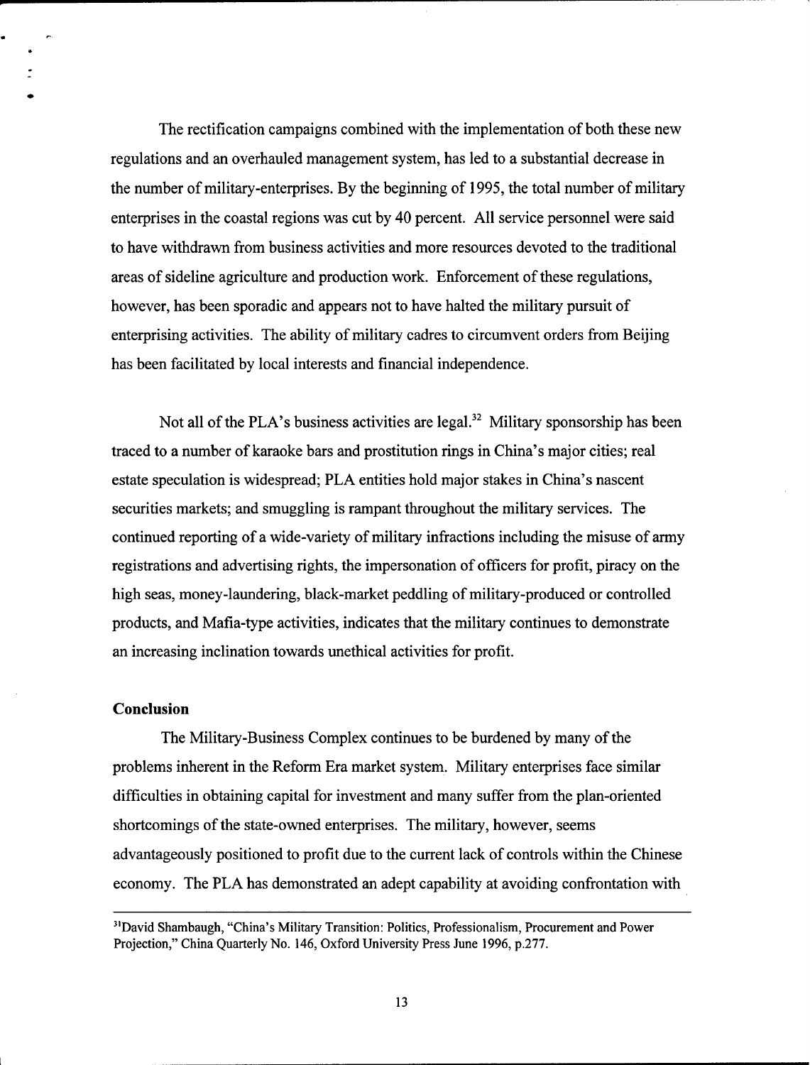The rectification campaigns combined with the implementation of both these new regulations and an overhauled management system, has led to a substantial decrease in the number of military-enterprises. By the beginning of 1995, the total number of military enterprises in the coastal regions was cut by 40 percent. All service personnel were said to have withdrawn from business activities and more resources devoted to the traditional areas of sideline agriculture and production work. Enforcement of these regulations, however, has been sporadic and appears not to have halted the military pursuit of enterprising activities. The ability of military cadres to circumvent orders from Beijing has been facilitated by local interests and financial independence.

Not all of the PLA's business activities are legal.[32] Military sponsorship has been traced to a number of karaoke bars and prostitution rings in China's major cities; real estate speculation is widespread; PLA entities hold major stakes in China's nascent securities markets; and smuggling is rampant throughout the military services. The continued reporting of a wide-variety of military infractions including the misuse of army registrations and advertising rights, the impersonation of officers for profit, piracy on the high seas, money-laundering, black-market peddling of military-produced or controlled products, and Mafia-type activities, indicates that the military continues to demonstrate an increasing inclination towards unethical activities for profit.

**Conclusion**

The Military-Business Complex continues to be burdened by many of the problems inherent in the Reform Era market system. Military enterprises face similar difficulties in obtaining capital for investment and many suffer from the plan-oriented shortcomings of the state-owned enterprises. The military, however, seems advantageously positioned to profit due to the current lack of controls within the Chinese economy. The PLA has demonstrated an adept capability at avoiding confrontation with

---

[31]David Shambaugh, "China's Military Transition: Politics, Professionalism, Procurement and Power Projection," China Quarterly No. 146, Oxford University Press June 1996, p.277.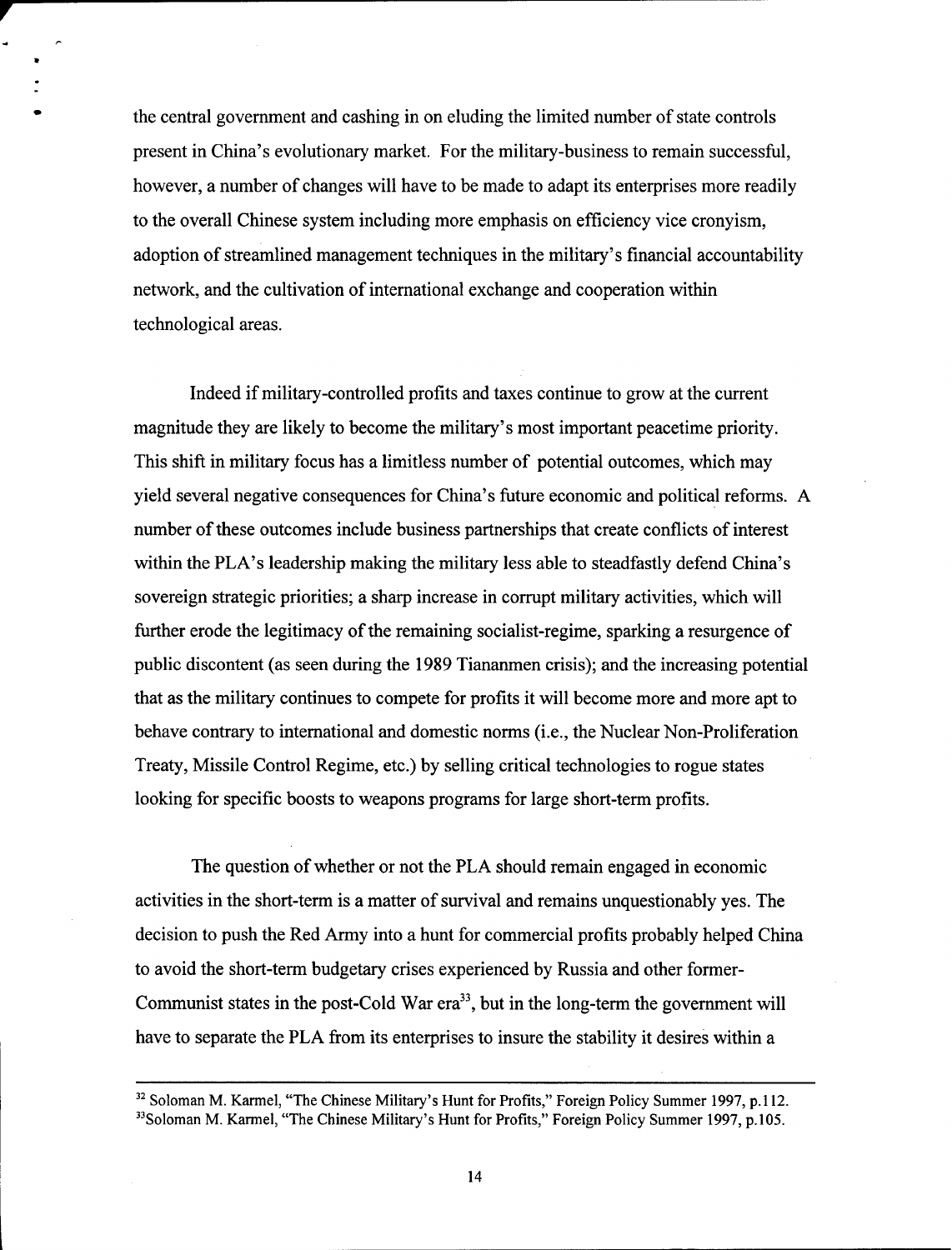the central government and cashing in on eluding the limited number of state controls present in China's evolutionary market. For the military-business to remain successful, however, a number of changes will have to be made to adapt its enterprises more readily to the overall Chinese system including more emphasis on efficiency vice cronyism, adoption of streamlined management techniques in the military's financial accountability network, and the cultivation of international exchange and cooperation within technological areas.

Indeed if military-controlled profits and taxes continue to grow at the current magnitude they are likely to become the military's most important peacetime priority. This shift in military focus has a limitless number of potential outcomes, which may yield several negative consequences for China's future economic and political reforms. A number of these outcomes include business partnerships that create conflicts of interest within the PLA's leadership making the military less able to steadfastly defend China's sovereign strategic priorities; a sharp increase in corrupt military activities, which will further erode the legitimacy of the remaining socialist-regime, sparking a resurgence of public discontent (as seen during the 1989 Tiananmen crisis); and the increasing potential that as the military continues to compete for profits it will become more and more apt to behave contrary to international and domestic norms (i.e., the Nuclear Non-Proliferation Treaty, Missile Control Regime, etc.) by selling critical technologies to rogue states looking for specific boosts to weapons programs for large short-term profits.

The question of whether or not the PLA should remain engaged in economic activities in the short-term is a matter of survival and remains unquestionably yes. The decision to push the Red Army into a hunt for commercial profits probably helped China to avoid the short-term budgetary crises experienced by Russia and other former-Communist states in the post-Cold War era[33], but in the long-term the government will have to separate the PLA from its enterprises to insure the stability it desires within a

[32] Soloman M. Karmel, "The Chinese Military's Hunt for Profits," Foreign Policy Summer 1997, p.112.

[33] Soloman M. Karmel, "The Chinese Military's Hunt for Profits," Foreign Policy Summer 1997, p.105.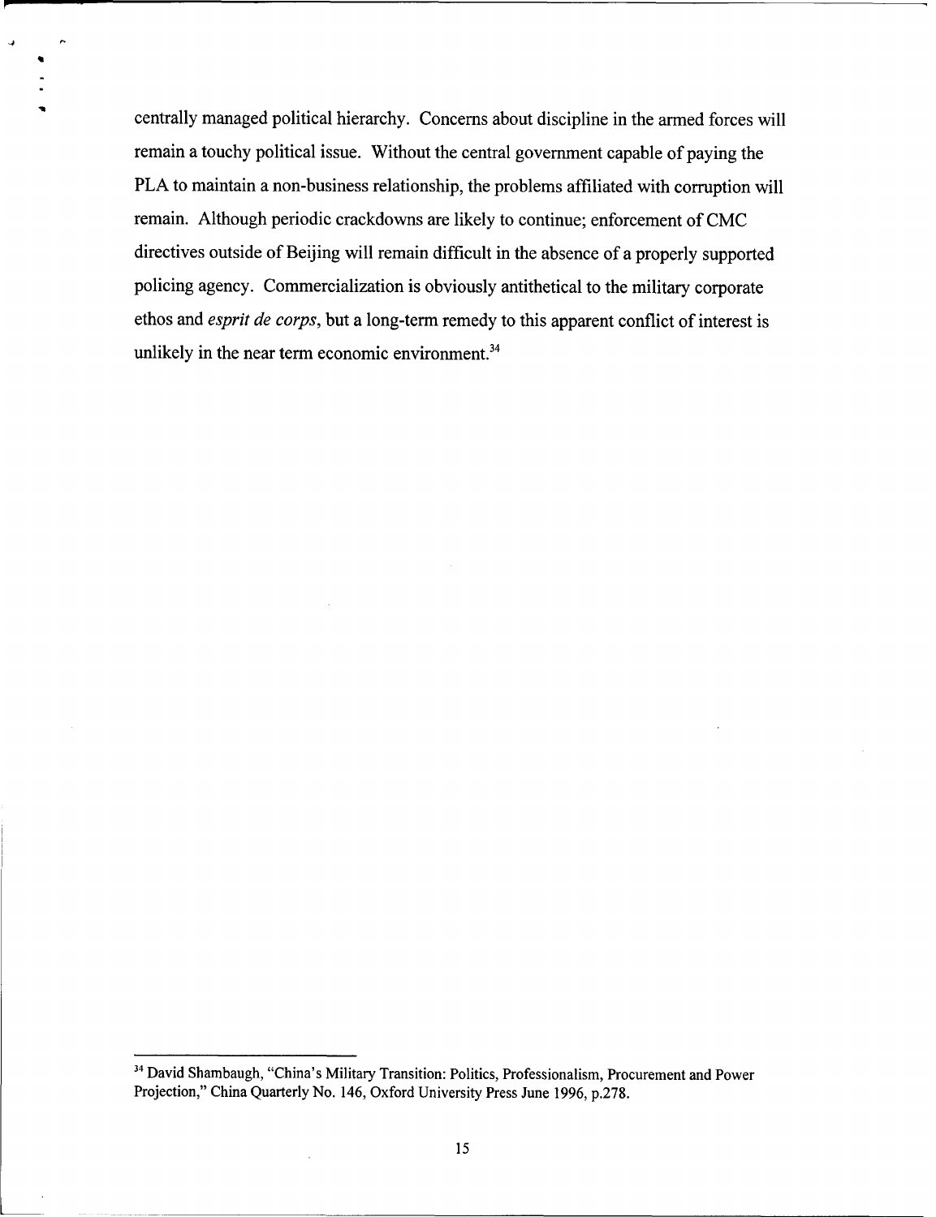centrally managed political hierarchy. Concerns about discipline in the armed forces will remain a touchy political issue. Without the central government capable of paying the PLA to maintain a non-business relationship, the problems affiliated with corruption will remain. Although periodic crackdowns are likely to continue; enforcement of CMC directives outside of Beijing will remain difficult in the absence of a properly supported policing agency. Commercialization is obviously antithetical to the military corporate ethos and *esprit de corps*, but a long-term remedy to this apparent conflict of interest is unlikely in the near term economic environment.[34]

---

[34] David Shambaugh, "China's Military Transition: Politics, Professionalism, Procurement and Power Projection," China Quarterly No. 146, Oxford University Press June 1996, p.278.